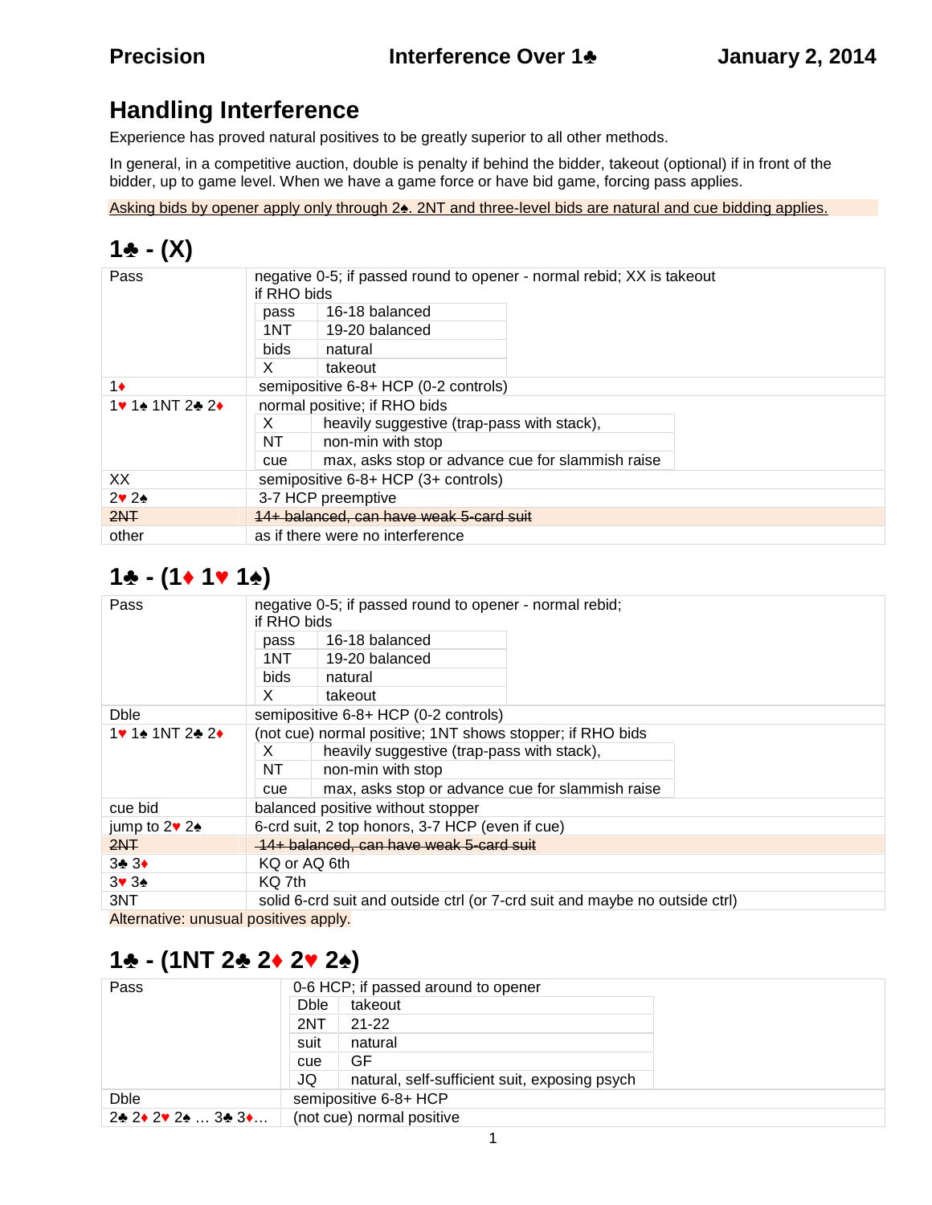# Handling Interference

Experience has proved natural positives to be greatly superior to all other methods.

In general, in a competitive auction, double is penalty if behind the bidder, takeout (optional) if in front of the bidder, up to game level. When we have a game force or have bid game, forcing pass applies.

Asking bids by opener apply only through 2♠. 2NT and three-level bids are natural and cue bidding applies.

## 1♣ - (X)

| | |
|---|---|
| Pass | negative 0-5; if passed round to opener - normal rebid; XX is takeout<br>if RHO bids<br>pass — 16-18 balanced<br>1NT — 19-20 balanced<br>bids — natural<br>X — takeout |
| 1♦ | semipositive 6-8+ HCP (0-2 controls) |
| 1♥ 1♠ 1NT 2♣ 2♦ | normal positive; if RHO bids<br>X — heavily suggestive (trap-pass with stack),<br>NT — non-min with stop<br>cue — max, asks stop or advance cue for slammish raise |
| XX | semipositive 6-8+ HCP (3+ controls) |
| 2♥ 2♠ | 3-7 HCP preemptive |
| ~~2NT~~ | ~~14+ balanced, can have weak 5-card suit~~ |
| other | as if there were no interference |

## 1♣ - (1♦ 1♥ 1♠)

| | |
|---|---|
| Pass | negative 0-5; if passed round to opener - normal rebid;<br>if RHO bids<br>pass — 16-18 balanced<br>1NT — 19-20 balanced<br>bids — natural<br>X — takeout |
| Dble | semipositive 6-8+ HCP (0-2 controls) |
| 1♥ 1♠ 1NT 2♣ 2♦ | (not cue) normal positive; 1NT shows stopper; if RHO bids<br>X — heavily suggestive (trap-pass with stack),<br>NT — non-min with stop<br>cue — max, asks stop or advance cue for slammish raise |
| cue bid | balanced positive without stopper |
| jump to 2♥ 2♠ | 6-crd suit, 2 top honors, 3-7 HCP (even if cue) |
| ~~2NT~~ | ~~14+ balanced, can have weak 5-card suit~~ |
| 3♣ 3♦ | KQ or AQ 6th |
| 3♥ 3♠ | KQ 7th |
| 3NT | solid 6-crd suit and outside ctrl (or 7-crd suit and maybe no outside ctrl) |

Alternative: unusual positives apply.

## 1♣ - (1NT 2♣ 2♦ 2♥ 2♠)

| | |
|---|---|
| Pass | 0-6 HCP; if passed around to opener<br>Dble — takeout<br>2NT — 21-22<br>suit — natural<br>cue — GF<br>JQ — natural, self-sufficient suit, exposing psych |
| Dble | semipositive 6-8+ HCP |
| 2♣ 2♦ 2♥ 2♠ … 3♣ 3♦… | (not cue) normal positive |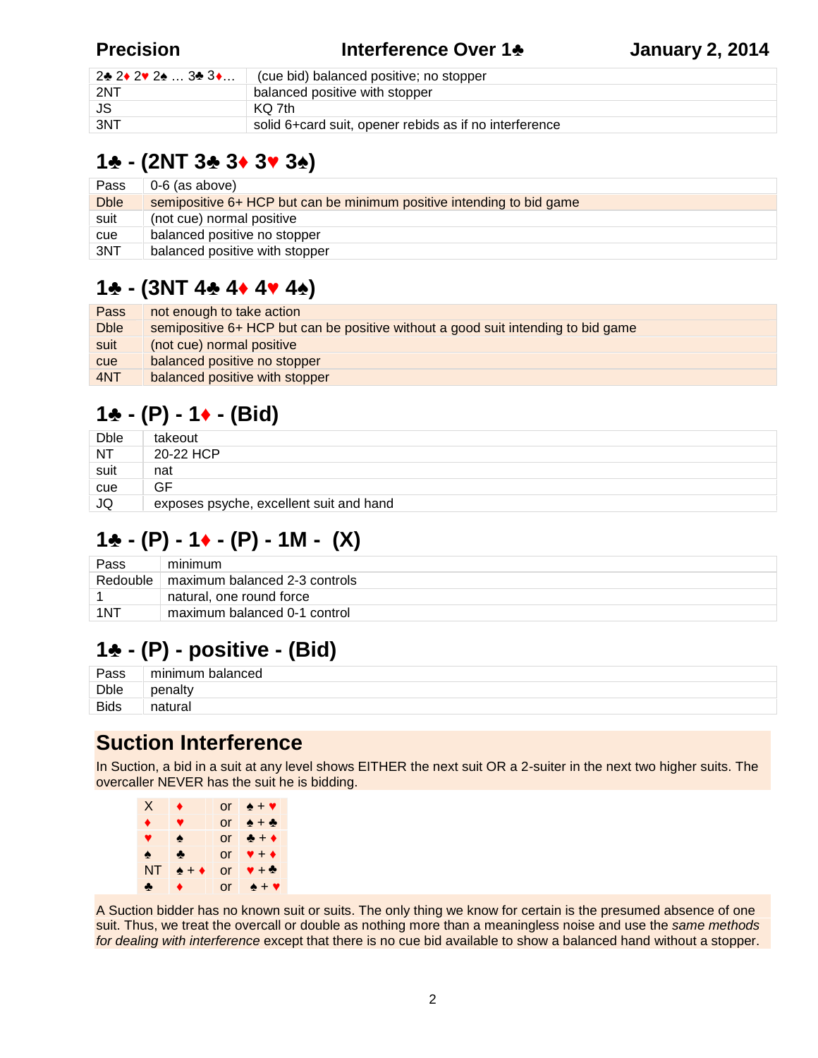| 2♣ 2♦ 2♥ 2♠ … 3♣ 3♦… | (cue bid) balanced positive; no stopper |
|---|---|
| 2NT | balanced positive with stopper |
| JS | KQ 7th |
| 3NT | solid 6+card suit, opener rebids as if no interference |

## 1♣ - (2NT 3♣ 3♦ 3♥ 3♠)

| Pass | 0-6 (as above) |
|---|---|
| Dble | semipositive 6+ HCP but can be minimum positive intending to bid game |
| suit | (not cue) normal positive |
| cue | balanced positive no stopper |
| 3NT | balanced positive with stopper |

## 1♣ - (3NT 4♣ 4♦ 4♥ 4♠)

| Pass | not enough to take action |
|---|---|
| Dble | semipositive 6+ HCP but can be positive without a good suit intending to bid game |
| suit | (not cue) normal positive |
| cue | balanced positive no stopper |
| 4NT | balanced positive with stopper |

## 1♣ - (P) - 1♦ - (Bid)

| Dble | takeout |
|---|---|
| NT | 20-22 HCP |
| suit | nat |
| cue | GF |
| JQ | exposes psyche, excellent suit and hand |

## 1♣ - (P) - 1♦ - (P) - 1M - (X)

| Pass | minimum |
|---|---|
| Redouble | maximum balanced 2-3 controls |
| 1 | natural, one round force |
| 1NT | maximum balanced 0-1 control |

## 1♣ - (P) - positive - (Bid)

| Pass | minimum balanced |
|---|---|
| Dble | penalty |
| Bids | natural |

## Suction Interference

In Suction, a bid in a suit at any level shows EITHER the next suit OR a 2-suiter in the next two higher suits. The overcaller NEVER has the suit he is bidding.

| X | ♦ | or | ♠ + ♥ |
|---|---|---|---|
| ♦ | ♥ | or | ♠ + ♣ |
| ♥ | ♠ | or | ♣ + ♦ |
| ♠ | ♣ | or | ♥ + ♦ |
| NT | ♠ + ♦ | or | ♥ + ♣ |
| ♣ | ♦ | or | ♠ + ♥ |

A Suction bidder has no known suit or suits. The only thing we know for certain is the presumed absence of one suit. Thus, we treat the overcall or double as nothing more than a meaningless noise and use the *same methods for dealing with interference* except that there is no cue bid available to show a balanced hand without a stopper.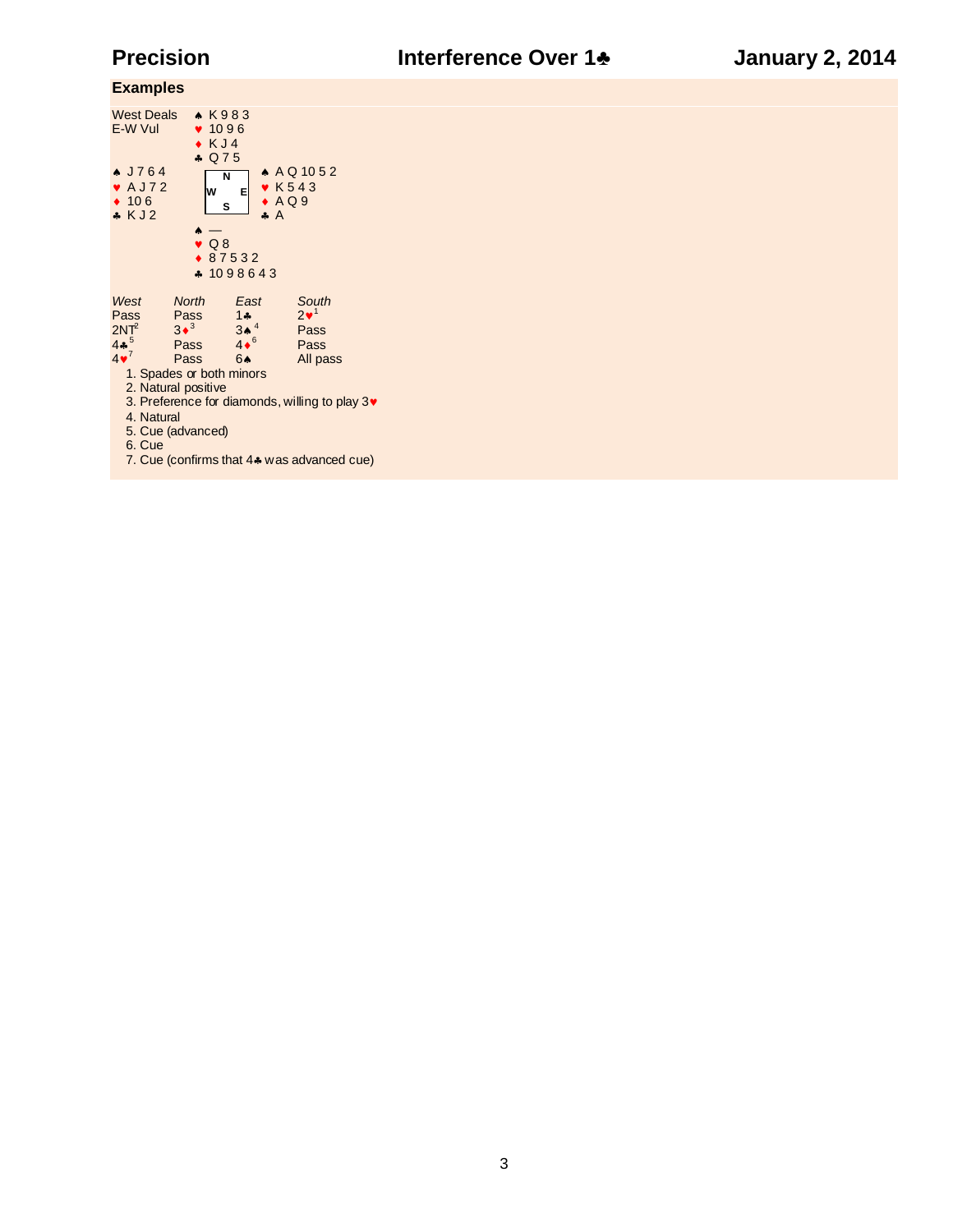## Examples

West Deals
E-W Vul

| | North | |
|---|---|---|
| | ♠ K 9 8 3 | |
| | ♥ 10 9 6 | |
| | ♦ K J 4 | |
| | ♣ Q 7 5 | |
| **West** | | **East** |
| ♠ J 7 6 4 | | ♠ A Q 10 5 2 |
| ♥ A J 7 2 | | ♥ K 5 4 3 |
| ♦ 10 6 | | ♦ A Q 9 |
| ♣ K J 2 | | ♣ A |
| | **South** | |
| | ♠ — | |
| | ♥ Q 8 | |
| | ♦ 8 7 5 3 2 | |
| | ♣ 10 9 8 6 4 3 | |

| *West* | *North* | *East* | *South* |
|---|---|---|---|
| Pass | Pass | 1♣ | 2♥[1] |
| 2NT[2] | 3♦[3] | 3♠[4] | Pass |
| 4♣[5] | Pass | 4♦[6] | Pass |
| 4♥[7] | Pass | 6♠ | All pass |

1. Spades or both minors
2. Natural positive
3. Preference for diamonds, willing to play 3♥
4. Natural
5. Cue (advanced)
6. Cue
7. Cue (confirms that 4♣ was advanced cue)